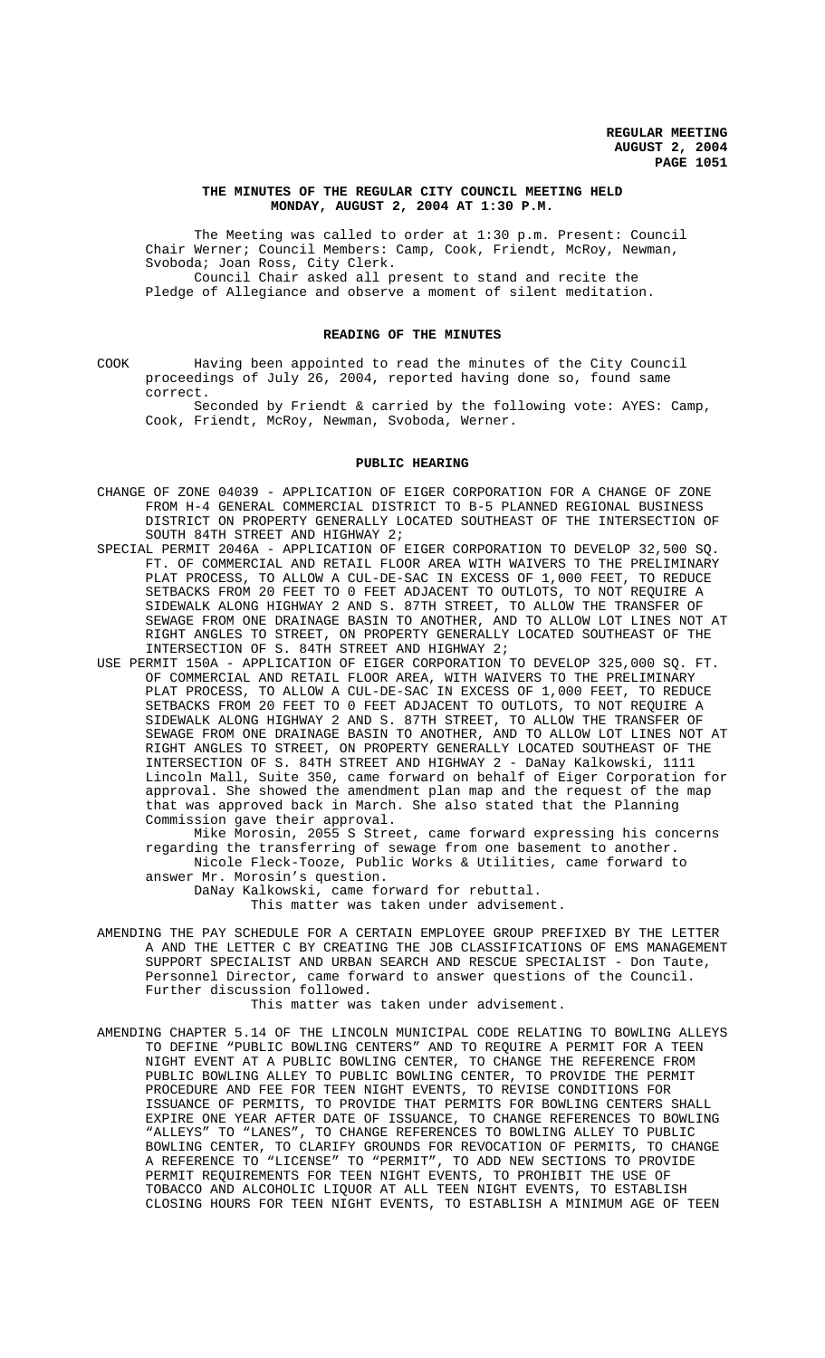**THE MINUTES OF THE REGULAR CITY COUNCIL MEETING HELD MONDAY, AUGUST 2, 2004 AT 1:30 P.M.**

The Meeting was called to order at 1:30 p.m. Present: Council Chair Werner; Council Members: Camp, Cook, Friendt, McRoy, Newman, Svoboda; Joan Ross, City Clerk.

Council Chair asked all present to stand and recite the Pledge of Allegiance and observe a moment of silent meditation.

**READING OF THE MINUTES**

COOK Having been appointed to read the minutes of the City Council proceedings of July 26, 2004, reported having done so, found same correct.

Seconded by Friendt & carried by the following vote: AYES: Camp, Cook, Friendt, McRoy, Newman, Svoboda, Werner.

**PUBLIC HEARING**

CHANGE OF ZONE 04039 - APPLICATION OF EIGER CORPORATION FOR A CHANGE OF ZONE FROM H-4 GENERAL COMMERCIAL DISTRICT TO B-5 PLANNED REGIONAL BUSINESS DISTRICT ON PROPERTY GENERALLY LOCATED SOUTHEAST OF THE INTERSECTION OF SOUTH 84TH STREET AND HIGHWAY 2;

SPECIAL PERMIT 2046A - APPLICATION OF EIGER CORPORATION TO DEVELOP 32,500 SQ. FT. OF COMMERCIAL AND RETAIL FLOOR AREA WITH WAIVERS TO THE PRELIMINARY PLAT PROCESS, TO ALLOW A CUL-DE-SAC IN EXCESS OF 1,000 FEET, TO REDUCE SETBACKS FROM 20 FEET TO 0 FEET ADJACENT TO OUTLOTS, TO NOT REQUIRE A SIDEWALK ALONG HIGHWAY 2 AND S. 87TH STREET, TO ALLOW THE TRANSFER OF SEWAGE FROM ONE DRAINAGE BASIN TO ANOTHER, AND TO ALLOW LOT LINES NOT AT RIGHT ANGLES TO STREET, ON PROPERTY GENERALLY LOCATED SOUTHEAST OF THE INTERSECTION OF S. 84TH STREET AND HIGHWAY 2;

USE PERMIT 150A - APPLICATION OF EIGER CORPORATION TO DEVELOP 325,000 SQ. FT. OF COMMERCIAL AND RETAIL FLOOR AREA, WITH WAIVERS TO THE PRELIMINARY PLAT PROCESS, TO ALLOW A CUL-DE-SAC IN EXCESS OF 1,000 FEET, TO REDUCE SETBACKS FROM 20 FEET TO 0 FEET ADJACENT TO OUTLOTS, TO NOT REQUIRE A SIDEWALK ALONG HIGHWAY 2 AND S. 87TH STREET, TO ALLOW THE TRANSFER OF SEWAGE FROM ONE DRAINAGE BASIN TO ANOTHER, AND TO ALLOW LOT LINES NOT AT RIGHT ANGLES TO STREET, ON PROPERTY GENERALLY LOCATED SOUTHEAST OF THE INTERSECTION OF S. 84TH STREET AND HIGHWAY 2 - DaNay Kalkowski, 1111 Lincoln Mall, Suite 350, came forward on behalf of Eiger Corporation for approval. She showed the amendment plan map and the request of the map that was approved back in March. She also stated that the Planning Commission gave their approval.

Mike Morosin, 2055 S Street, came forward expressing his concerns regarding the transferring of sewage from one basement to another.

Nicole Fleck-Tooze, Public Works & Utilities, came forward to answer Mr. Morosin's question.

DaNay Kalkowski, came forward for rebuttal.

This matter was taken under advisement.

AMENDING THE PAY SCHEDULE FOR A CERTAIN EMPLOYEE GROUP PREFIXED BY THE LETTER A AND THE LETTER C BY CREATING THE JOB CLASSIFICATIONS OF EMS MANAGEMENT SUPPORT SPECIALIST AND URBAN SEARCH AND RESCUE SPECIALIST - Don Taute, Personnel Director, came forward to answer questions of the Council. Further discussion followed.

This matter was taken under advisement.

AMENDING CHAPTER 5.14 OF THE LINCOLN MUNICIPAL CODE RELATING TO BOWLING ALLEYS TO DEFINE "PUBLIC BOWLING CENTERS" AND TO REQUIRE A PERMIT FOR A TEEN NIGHT EVENT AT A PUBLIC BOWLING CENTER, TO CHANGE THE REFERENCE FROM PUBLIC BOWLING ALLEY TO PUBLIC BOWLING CENTER, TO PROVIDE THE PERMIT PROCEDURE AND FEE FOR TEEN NIGHT EVENTS, TO REVISE CONDITIONS FOR ISSUANCE OF PERMITS, TO PROVIDE THAT PERMITS FOR BOWLING CENTERS SHALL EXPIRE ONE YEAR AFTER DATE OF ISSUANCE, TO CHANGE REFERENCES TO BOWLING "ALLEYS" TO "LANES", TO CHANGE REFERENCES TO BOWLING ALLEY TO PUBLIC BOWLING CENTER, TO CLARIFY GROUNDS FOR REVOCATION OF PERMITS, TO CHANGE A REFERENCE TO "LICENSE" TO "PERMIT", TO ADD NEW SECTIONS TO PROVIDE PERMIT REQUIREMENTS FOR TEEN NIGHT EVENTS, TO PROHIBIT THE USE OF TOBACCO AND ALCOHOLIC LIQUOR AT ALL TEEN NIGHT EVENTS, TO ESTABLISH CLOSING HOURS FOR TEEN NIGHT EVENTS, TO ESTABLISH A MINIMUM AGE OF TEEN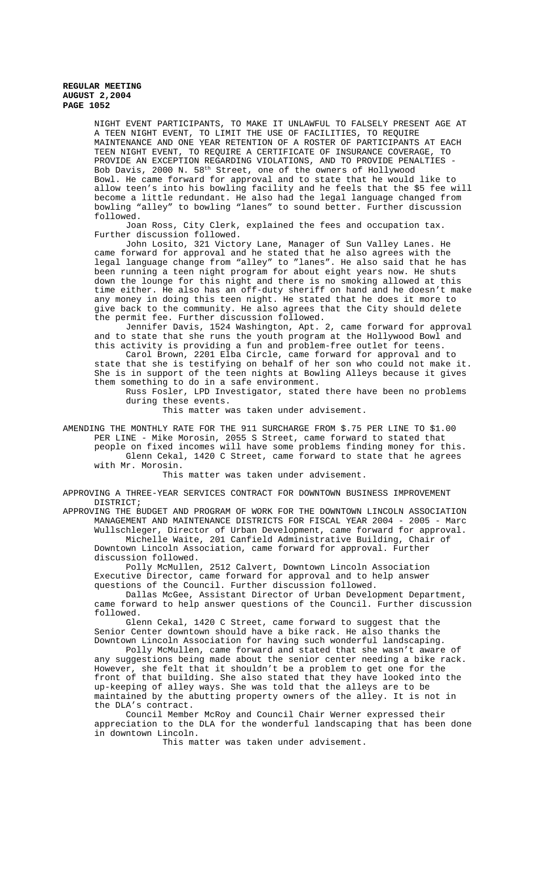NIGHT EVENT PARTICIPANTS, TO MAKE IT UNLAWFUL TO FALSELY PRESENT AGE AT A TEEN NIGHT EVENT, TO LIMIT THE USE OF FACILITIES, TO REQUIRE MAINTENANCE AND ONE YEAR RETENTION OF A ROSTER OF PARTICIPANTS AT EACH TEEN NIGHT EVENT, TO REQUIRE A CERTIFICATE OF INSURANCE COVERAGE, TO PROVIDE AN EXCEPTION REGARDING VIOLATIONS, AND TO PROVIDE PENALTIES - Bob Davis, 2000 N. 58th Street, one of the owners of Hollywood Bowl. He came forward for approval and to state that he would like to allow teen's into his bowling facility and he feels that the $5 fee will become a little redundant. He also had the legal language changed from bowling "alley" to bowling "lanes" to sound better. Further discussion followed.

Joan Ross, City Clerk, explained the fees and occupation tax. Further discussion followed.

John Losito, 321 Victory Lane, Manager of Sun Valley Lanes. He came forward for approval and he stated that he also agrees with the legal language change from "alley" to "lanes". He also said that he has been running a teen night program for about eight years now. He shuts down the lounge for this night and there is no smoking allowed at this time either. He also has an off-duty sheriff on hand and he doesn't make any money in doing this teen night. He stated that he does it more to give back to the community. He also agrees that the City should delete the permit fee. Further discussion followed.

Jennifer Davis, 1524 Washington, Apt. 2, came forward for approval and to state that she runs the youth program at the Hollywood Bowl and this activity is providing a fun and problem-free outlet for teens.

Carol Brown, 2201 Elba Circle, came forward for approval and to state that she is testifying on behalf of her son who could not make it. She is in support of the teen nights at Bowling Alleys because it gives them something to do in a safe environment.

Russ Fosler, LPD Investigator, stated there have been no problems during these events.

This matter was taken under advisement.

AMENDING THE MONTHLY RATE FOR THE 911 SURCHARGE FROM $.75 PER LINE TO $1.00 PER LINE - Mike Morosin, 2055 S Street, came forward to stated that people on fixed incomes will have some problems finding money for this.

Glenn Cekal, 1420 C Street, came forward to state that he agrees with Mr. Morosin.

This matter was taken under advisement.

APPROVING A THREE-YEAR SERVICES CONTRACT FOR DOWNTOWN BUSINESS IMPROVEMENT DISTRICT;

APPROVING THE BUDGET AND PROGRAM OF WORK FOR THE DOWNTOWN LINCOLN ASSOCIATION MANAGEMENT AND MAINTENANCE DISTRICTS FOR FISCAL YEAR 2004 - 2005 - Marc Wullschleger, Director of Urban Development, came forward for approval.

Michelle Waite, 201 Canfield Administrative Building, Chair of Downtown Lincoln Association, came forward for approval. Further discussion followed.

Polly McMullen, 2512 Calvert, Downtown Lincoln Association Executive Director, came forward for approval and to help answer questions of the Council. Further discussion followed.

Dallas McGee, Assistant Director of Urban Development Department, came forward to help answer questions of the Council. Further discussion followed.

Glenn Cekal, 1420 C Street, came forward to suggest that the Senior Center downtown should have a bike rack. He also thanks the Downtown Lincoln Association for having such wonderful landscaping.

Polly McMullen, came forward and stated that she wasn't aware of any suggestions being made about the senior center needing a bike rack. However, she felt that it shouldn't be a problem to get one for the front of that building. She also stated that they have looked into the up-keeping of alley ways. She was told that the alleys are to be maintained by the abutting property owners of the alley. It is not in the DLA's contract.

Council Member McRoy and Council Chair Werner expressed their appreciation to the DLA for the wonderful landscaping that has been done in downtown Lincoln.

This matter was taken under advisement.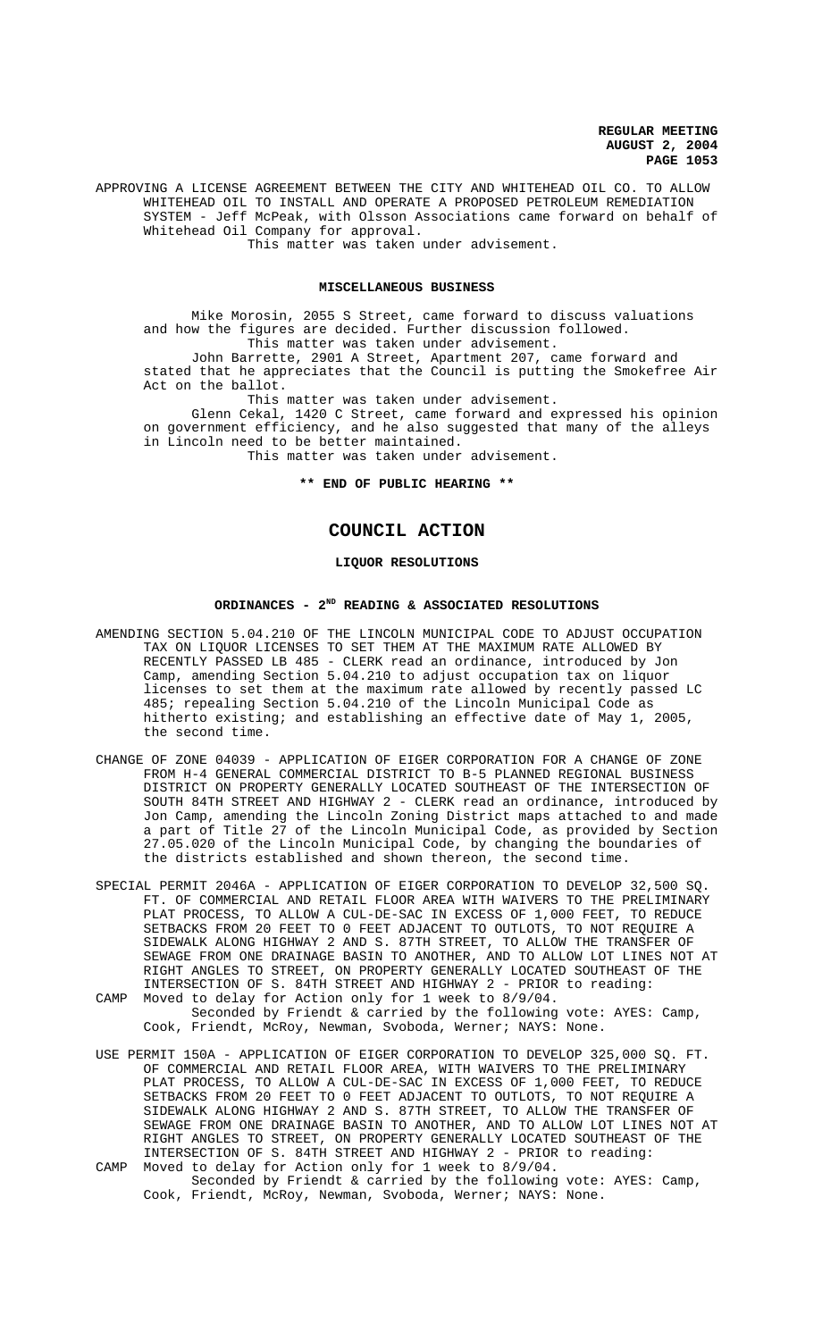APPROVING A LICENSE AGREEMENT BETWEEN THE CITY AND WHITEHEAD OIL CO. TO ALLOW WHITEHEAD OIL TO INSTALL AND OPERATE A PROPOSED PETROLEUM REMEDIATION SYSTEM - Jeff McPeak, with Olsson Associations came forward on behalf of Whitehead Oil Company for approval.

This matter was taken under advisement.

## MISCELLANEOUS BUSINESS

Mike Morosin, 2055 S Street, came forward to discuss valuations and how the figures are decided. Further discussion followed.

This matter was taken under advisement.

John Barrette, 2901 A Street, Apartment 207, came forward and stated that he appreciates that the Council is putting the Smokefree Air Act on the ballot.

This matter was taken under advisement.

Glenn Cekal, 1420 C Street, came forward and expressed his opinion on government efficiency, and he also suggested that many of the alleys in Lincoln need to be better maintained.

This matter was taken under advisement.

**\*\* END OF PUBLIC HEARING \*\***

# COUNCIL ACTION

## LIQUOR RESOLUTIONS

## ORDINANCES - 2ND READING & ASSOCIATED RESOLUTIONS

AMENDING SECTION 5.04.210 OF THE LINCOLN MUNICIPAL CODE TO ADJUST OCCUPATION TAX ON LIQUOR LICENSES TO SET THEM AT THE MAXIMUM RATE ALLOWED BY RECENTLY PASSED LB 485 - CLERK read an ordinance, introduced by Jon Camp, amending Section 5.04.210 to adjust occupation tax on liquor licenses to set them at the maximum rate allowed by recently passed LC 485; repealing Section 5.04.210 of the Lincoln Municipal Code as hitherto existing; and establishing an effective date of May 1, 2005, the second time.

CHANGE OF ZONE 04039 - APPLICATION OF EIGER CORPORATION FOR A CHANGE OF ZONE FROM H-4 GENERAL COMMERCIAL DISTRICT TO B-5 PLANNED REGIONAL BUSINESS DISTRICT ON PROPERTY GENERALLY LOCATED SOUTHEAST OF THE INTERSECTION OF SOUTH 84TH STREET AND HIGHWAY 2 - CLERK read an ordinance, introduced by Jon Camp, amending the Lincoln Zoning District maps attached to and made a part of Title 27 of the Lincoln Municipal Code, as provided by Section 27.05.020 of the Lincoln Municipal Code, by changing the boundaries of the districts established and shown thereon, the second time.

SPECIAL PERMIT 2046A - APPLICATION OF EIGER CORPORATION TO DEVELOP 32,500 SQ. FT. OF COMMERCIAL AND RETAIL FLOOR AREA WITH WAIVERS TO THE PRELIMINARY PLAT PROCESS, TO ALLOW A CUL-DE-SAC IN EXCESS OF 1,000 FEET, TO REDUCE SETBACKS FROM 20 FEET TO 0 FEET ADJACENT TO OUTLOTS, TO NOT REQUIRE A SIDEWALK ALONG HIGHWAY 2 AND S. 87TH STREET, TO ALLOW THE TRANSFER OF SEWAGE FROM ONE DRAINAGE BASIN TO ANOTHER, AND TO ALLOW LOT LINES NOT AT RIGHT ANGLES TO STREET, ON PROPERTY GENERALLY LOCATED SOUTHEAST OF THE INTERSECTION OF S. 84TH STREET AND HIGHWAY 2 - PRIOR to reading:

CAMP Moved to delay for Action only for 1 week to 8/9/04.

Seconded by Friendt & carried by the following vote: AYES: Camp, Cook, Friendt, McRoy, Newman, Svoboda, Werner; NAYS: None.

USE PERMIT 150A - APPLICATION OF EIGER CORPORATION TO DEVELOP 325,000 SQ. FT. OF COMMERCIAL AND RETAIL FLOOR AREA, WITH WAIVERS TO THE PRELIMINARY PLAT PROCESS, TO ALLOW A CUL-DE-SAC IN EXCESS OF 1,000 FEET, TO REDUCE SETBACKS FROM 20 FEET TO 0 FEET ADJACENT TO OUTLOTS, TO NOT REQUIRE A SIDEWALK ALONG HIGHWAY 2 AND S. 87TH STREET, TO ALLOW THE TRANSFER OF SEWAGE FROM ONE DRAINAGE BASIN TO ANOTHER, AND TO ALLOW LOT LINES NOT AT RIGHT ANGLES TO STREET, ON PROPERTY GENERALLY LOCATED SOUTHEAST OF THE INTERSECTION OF S. 84TH STREET AND HIGHWAY 2 - PRIOR to reading:

CAMP Moved to delay for Action only for 1 week to 8/9/04.

Seconded by Friendt & carried by the following vote: AYES: Camp, Cook, Friendt, McRoy, Newman, Svoboda, Werner; NAYS: None.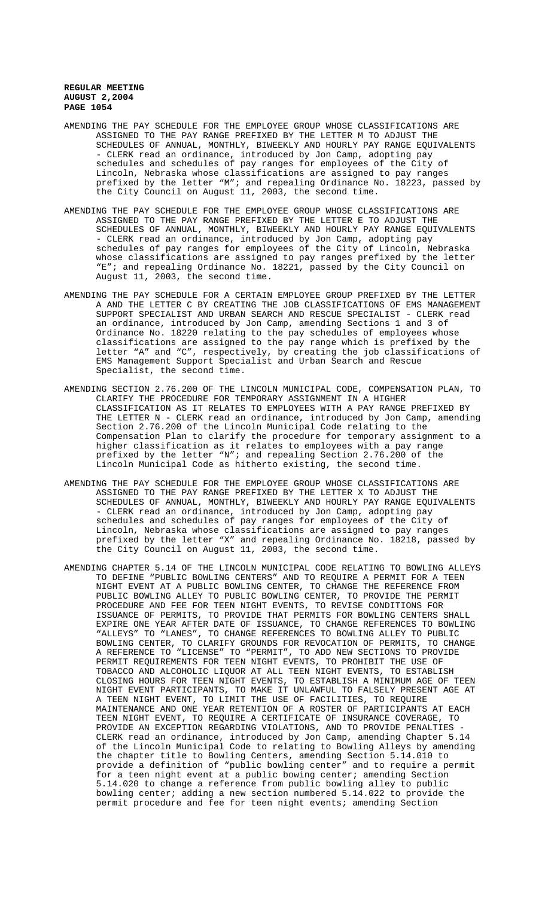**REGULAR MEETING**
**AUGUST 2,2004**
**PAGE 1054**

AMENDING THE PAY SCHEDULE FOR THE EMPLOYEE GROUP WHOSE CLASSIFICATIONS ARE ASSIGNED TO THE PAY RANGE PREFIXED BY THE LETTER M TO ADJUST THE SCHEDULES OF ANNUAL, MONTHLY, BIWEEKLY AND HOURLY PAY RANGE EQUIVALENTS - CLERK read an ordinance, introduced by Jon Camp, adopting pay schedules and schedules of pay ranges for employees of the City of Lincoln, Nebraska whose classifications are assigned to pay ranges prefixed by the letter "M"; and repealing Ordinance No. 18223, passed by the City Council on August 11, 2003, the second time.

AMENDING THE PAY SCHEDULE FOR THE EMPLOYEE GROUP WHOSE CLASSIFICATIONS ARE ASSIGNED TO THE PAY RANGE PREFIXED BY THE LETTER E TO ADJUST THE SCHEDULES OF ANNUAL, MONTHLY, BIWEEKLY AND HOURLY PAY RANGE EQUIVALENTS - CLERK read an ordinance, introduced by Jon Camp, adopting pay schedules of pay ranges for employees of the City of Lincoln, Nebraska whose classifications are assigned to pay ranges prefixed by the letter "E"; and repealing Ordinance No. 18221, passed by the City Council on August 11, 2003, the second time.

AMENDING THE PAY SCHEDULE FOR A CERTAIN EMPLOYEE GROUP PREFIXED BY THE LETTER A AND THE LETTER C BY CREATING THE JOB CLASSIFICATIONS OF EMS MANAGEMENT SUPPORT SPECIALIST AND URBAN SEARCH AND RESCUE SPECIALIST - CLERK read an ordinance, introduced by Jon Camp, amending Sections 1 and 3 of Ordinance No. 18220 relating to the pay schedules of employees whose classifications are assigned to the pay range which is prefixed by the letter "A" and "C", respectively, by creating the job classifications of EMS Management Support Specialist and Urban Search and Rescue Specialist, the second time.

AMENDING SECTION 2.76.200 OF THE LINCOLN MUNICIPAL CODE, COMPENSATION PLAN, TO CLARIFY THE PROCEDURE FOR TEMPORARY ASSIGNMENT IN A HIGHER CLASSIFICATION AS IT RELATES TO EMPLOYEES WITH A PAY RANGE PREFIXED BY THE LETTER N - CLERK read an ordinance, introduced by Jon Camp, amending Section 2.76.200 of the Lincoln Municipal Code relating to the Compensation Plan to clarify the procedure for temporary assignment to a higher classification as it relates to employees with a pay range prefixed by the letter "N"; and repealing Section 2.76.200 of the Lincoln Municipal Code as hitherto existing, the second time.

AMENDING THE PAY SCHEDULE FOR THE EMPLOYEE GROUP WHOSE CLASSIFICATIONS ARE ASSIGNED TO THE PAY RANGE PREFIXED BY THE LETTER X TO ADJUST THE SCHEDULES OF ANNUAL, MONTHLY, BIWEEKLY AND HOURLY PAY RANGE EQUIVALENTS - CLERK read an ordinance, introduced by Jon Camp, adopting pay schedules and schedules of pay ranges for employees of the City of Lincoln, Nebraska whose classifications are assigned to pay ranges prefixed by the letter "X" and repealing Ordinance No. 18218, passed by the City Council on August 11, 2003, the second time.

AMENDING CHAPTER 5.14 OF THE LINCOLN MUNICIPAL CODE RELATING TO BOWLING ALLEYS TO DEFINE "PUBLIC BOWLING CENTERS" AND TO REQUIRE A PERMIT FOR A TEEN NIGHT EVENT AT A PUBLIC BOWLING CENTER, TO CHANGE THE REFERENCE FROM PUBLIC BOWLING ALLEY TO PUBLIC BOWLING CENTER, TO PROVIDE THE PERMIT PROCEDURE AND FEE FOR TEEN NIGHT EVENTS, TO REVISE CONDITIONS FOR ISSUANCE OF PERMITS, TO PROVIDE THAT PERMITS FOR BOWLING CENTERS SHALL EXPIRE ONE YEAR AFTER DATE OF ISSUANCE, TO CHANGE REFERENCES TO BOWLING "ALLEYS" TO "LANES", TO CHANGE REFERENCES TO BOWLING ALLEY TO PUBLIC BOWLING CENTER, TO CLARIFY GROUNDS FOR REVOCATION OF PERMITS, TO CHANGE A REFERENCE TO "LICENSE" TO "PERMIT", TO ADD NEW SECTIONS TO PROVIDE PERMIT REQUIREMENTS FOR TEEN NIGHT EVENTS, TO PROHIBIT THE USE OF TOBACCO AND ALCOHOLIC LIQUOR AT ALL TEEN NIGHT EVENTS, TO ESTABLISH CLOSING HOURS FOR TEEN NIGHT EVENTS, TO ESTABLISH A MINIMUM AGE OF TEEN NIGHT EVENT PARTICIPANTS, TO MAKE IT UNLAWFUL TO FALSELY PRESENT AGE AT A TEEN NIGHT EVENT, TO LIMIT THE USE OF FACILITIES, TO REQUIRE MAINTENANCE AND ONE YEAR RETENTION OF A ROSTER OF PARTICIPANTS AT EACH TEEN NIGHT EVENT, TO REQUIRE A CERTIFICATE OF INSURANCE COVERAGE, TO PROVIDE AN EXCEPTION REGARDING VIOLATIONS, AND TO PROVIDE PENALTIES - CLERK read an ordinance, introduced by Jon Camp, amending Chapter 5.14 of the Lincoln Municipal Code to relating to Bowling Alleys by amending the chapter title to Bowling Centers, amending Section 5.14.010 to provide a definition of "public bowling center" and to require a permit for a teen night event at a public bowing center; amending Section 5.14.020 to change a reference from public bowling alley to public bowling center; adding a new section numbered 5.14.022 to provide the permit procedure and fee for teen night events; amending Section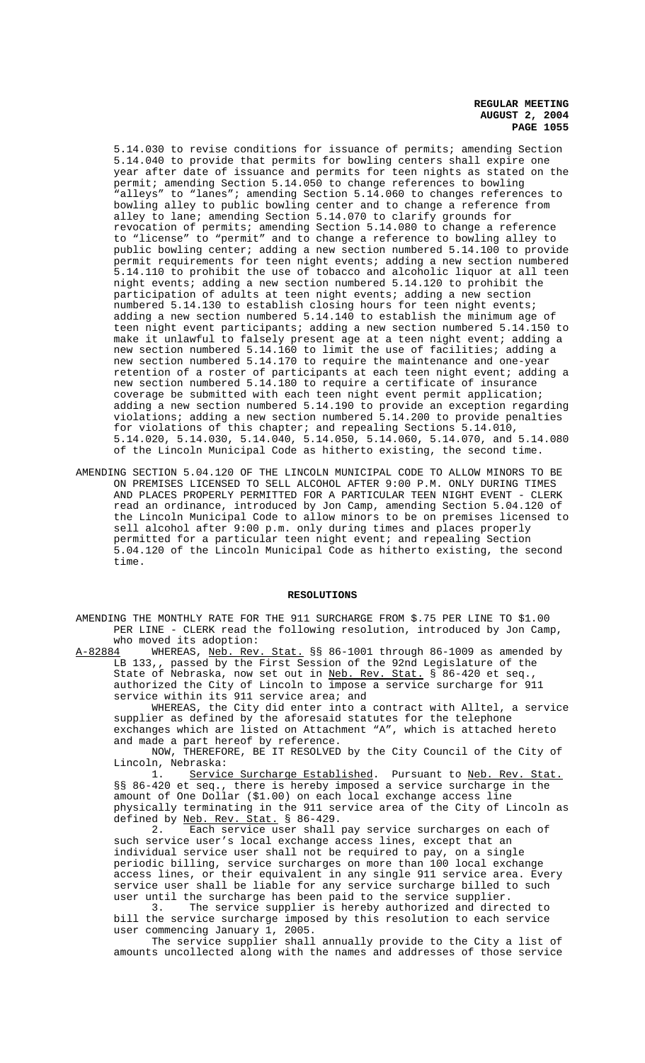5.14.030 to revise conditions for issuance of permits; amending Section 5.14.040 to provide that permits for bowling centers shall expire one year after date of issuance and permits for teen nights as stated on the permit; amending Section 5.14.050 to change references to bowling "alleys" to "lanes"; amending Section 5.14.060 to changes references to bowling alley to public bowling center and to change a reference from alley to lane; amending Section 5.14.070 to clarify grounds for revocation of permits; amending Section 5.14.080 to change a reference to "license" to "permit" and to change a reference to bowling alley to public bowling center; adding a new section numbered 5.14.100 to provide permit requirements for teen night events; adding a new section numbered 5.14.110 to prohibit the use of tobacco and alcoholic liquor at all teen night events; adding a new section numbered 5.14.120 to prohibit the participation of adults at teen night events; adding a new section numbered 5.14.130 to establish closing hours for teen night events; adding a new section numbered 5.14.140 to establish the minimum age of teen night event participants; adding a new section numbered 5.14.150 to make it unlawful to falsely present age at a teen night event; adding a new section numbered 5.14.160 to limit the use of facilities; adding a new section numbered 5.14.170 to require the maintenance and one-year retention of a roster of participants at each teen night event; adding a new section numbered 5.14.180 to require a certificate of insurance coverage be submitted with each teen night event permit application; adding a new section numbered 5.14.190 to provide an exception regarding violations; adding a new section numbered 5.14.200 to provide penalties for violations of this chapter; and repealing Sections 5.14.010, 5.14.020, 5.14.030, 5.14.040, 5.14.050, 5.14.060, 5.14.070, and 5.14.080 of the Lincoln Municipal Code as hitherto existing, the second time.

AMENDING SECTION 5.04.120 OF THE LINCOLN MUNICIPAL CODE TO ALLOW MINORS TO BE ON PREMISES LICENSED TO SELL ALCOHOL AFTER 9:00 P.M. ONLY DURING TIMES AND PLACES PROPERLY PERMITTED FOR A PARTICULAR TEEN NIGHT EVENT - CLERK read an ordinance, introduced by Jon Camp, amending Section 5.04.120 of the Lincoln Municipal Code to allow minors to be on premises licensed to sell alcohol after 9:00 p.m. only during times and places properly permitted for a particular teen night event; and repealing Section 5.04.120 of the Lincoln Municipal Code as hitherto existing, the second time.

## RESOLUTIONS

AMENDING THE MONTHLY RATE FOR THE 911 SURCHARGE FROM $.75 PER LINE TO $1.00 PER LINE - CLERK read the following resolution, introduced by Jon Camp, who moved its adoption:

A-82884 WHEREAS, Neb. Rev. Stat. §§ 86-1001 through 86-1009 as amended by LB 133,, passed by the First Session of the 92nd Legislature of the State of Nebraska, now set out in Neb. Rev. Stat. § 86-420 et seq., authorized the City of Lincoln to impose a service surcharge for 911 service within its 911 service area; and

WHEREAS, the City did enter into a contract with Alltel, a service supplier as defined by the aforesaid statutes for the telephone exchanges which are listed on Attachment "A", which is attached hereto and made a part hereof by reference.

NOW, THEREFORE, BE IT RESOLVED by the City Council of the City of Lincoln, Nebraska:

1. Service Surcharge Established. Pursuant to Neb. Rev. Stat. §§ 86-420 et seq., there is hereby imposed a service surcharge in the amount of One Dollar ($1.00) on each local exchange access line physically terminating in the 911 service area of the City of Lincoln as defined by Neb. Rev. Stat. § 86-429.

2. Each service user shall pay service surcharges on each of such service user's local exchange access lines, except that an individual service user shall not be required to pay, on a single periodic billing, service surcharges on more than 100 local exchange access lines, or their equivalent in any single 911 service area. Every service user shall be liable for any service surcharge billed to such user until the surcharge has been paid to the service supplier.

3. The service supplier is hereby authorized and directed to bill the service surcharge imposed by this resolution to each service user commencing January 1, 2005.

The service supplier shall annually provide to the City a list of amounts uncollected along with the names and addresses of those service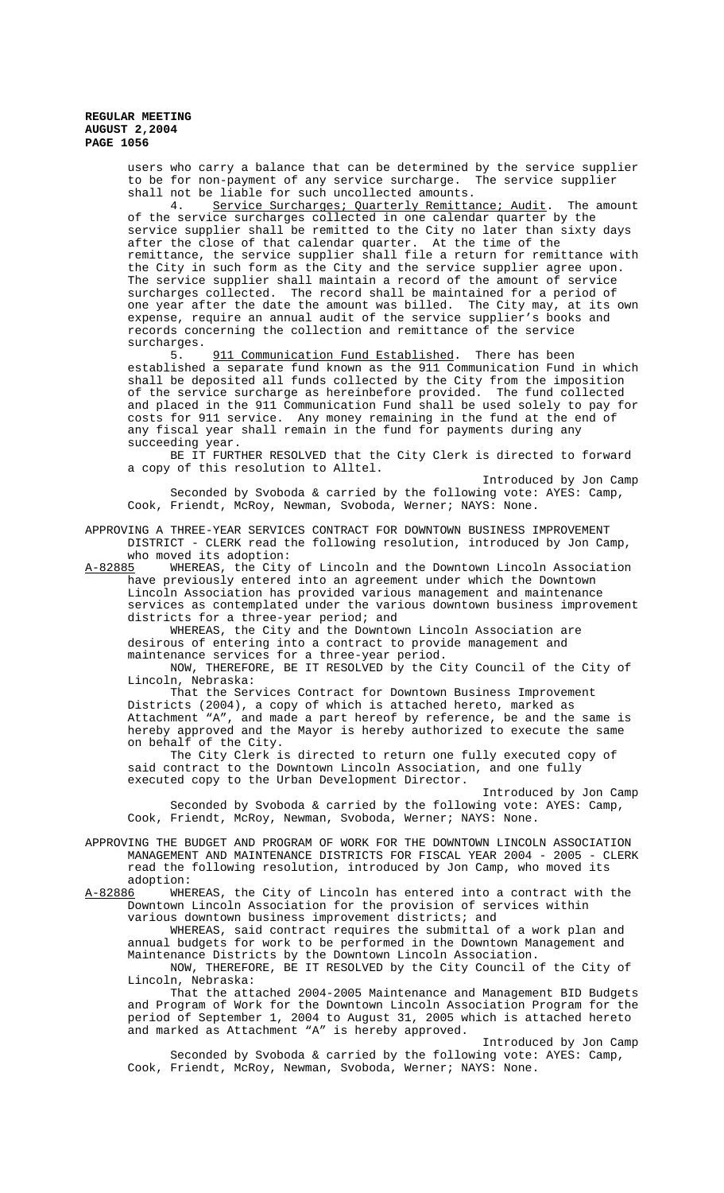users who carry a balance that can be determined by the service supplier to be for non-payment of any service surcharge. The service supplier shall not be liable for such uncollected amounts.

4. Service Surcharges; Quarterly Remittance; Audit. The amount of the service surcharges collected in one calendar quarter by the service supplier shall be remitted to the City no later than sixty days after the close of that calendar quarter. At the time of the remittance, the service supplier shall file a return for remittance with the City in such form as the City and the service supplier agree upon. The service supplier shall maintain a record of the amount of service surcharges collected. The record shall be maintained for a period of one year after the date the amount was billed. The City may, at its own expense, require an annual audit of the service supplier's books and records concerning the collection and remittance of the service surcharges.

5. 911 Communication Fund Established. There has been established a separate fund known as the 911 Communication Fund in which shall be deposited all funds collected by the City from the imposition of the service surcharge as hereinbefore provided. The fund collected and placed in the 911 Communication Fund shall be used solely to pay for costs for 911 service. Any money remaining in the fund at the end of any fiscal year shall remain in the fund for payments during any succeeding year.

BE IT FURTHER RESOLVED that the City Clerk is directed to forward a copy of this resolution to Alltel.

Introduced by Jon Camp

Seconded by Svoboda & carried by the following vote: AYES: Camp, Cook, Friendt, McRoy, Newman, Svoboda, Werner; NAYS: None.

APPROVING A THREE-YEAR SERVICES CONTRACT FOR DOWNTOWN BUSINESS IMPROVEMENT DISTRICT - CLERK read the following resolution, introduced by Jon Camp, who moved its adoption:

A-82885 WHEREAS, the City of Lincoln and the Downtown Lincoln Association have previously entered into an agreement under which the Downtown Lincoln Association has provided various management and maintenance services as contemplated under the various downtown business improvement districts for a three-year period; and

WHEREAS, the City and the Downtown Lincoln Association are desirous of entering into a contract to provide management and maintenance services for a three-year period.

NOW, THEREFORE, BE IT RESOLVED by the City Council of the City of Lincoln, Nebraska:

That the Services Contract for Downtown Business Improvement Districts (2004), a copy of which is attached hereto, marked as Attachment "A", and made a part hereof by reference, be and the same is hereby approved and the Mayor is hereby authorized to execute the same on behalf of the City.

The City Clerk is directed to return one fully executed copy of said contract to the Downtown Lincoln Association, and one fully executed copy to the Urban Development Director.

Introduced by Jon Camp

Seconded by Svoboda & carried by the following vote: AYES: Camp, Cook, Friendt, McRoy, Newman, Svoboda, Werner; NAYS: None.

APPROVING THE BUDGET AND PROGRAM OF WORK FOR THE DOWNTOWN LINCOLN ASSOCIATION MANAGEMENT AND MAINTENANCE DISTRICTS FOR FISCAL YEAR 2004 - 2005 - CLERK read the following resolution, introduced by Jon Camp, who moved its adoption:

A-82886 WHEREAS, the City of Lincoln has entered into a contract with the Downtown Lincoln Association for the provision of services within various downtown business improvement districts; and

WHEREAS, said contract requires the submittal of a work plan and annual budgets for work to be performed in the Downtown Management and Maintenance Districts by the Downtown Lincoln Association.

NOW, THEREFORE, BE IT RESOLVED by the City Council of the City of Lincoln, Nebraska:

That the attached 2004-2005 Maintenance and Management BID Budgets and Program of Work for the Downtown Lincoln Association Program for the period of September 1, 2004 to August 31, 2005 which is attached hereto and marked as Attachment "A" is hereby approved.

Introduced by Jon Camp

Seconded by Svoboda & carried by the following vote: AYES: Camp, Cook, Friendt, McRoy, Newman, Svoboda, Werner; NAYS: None.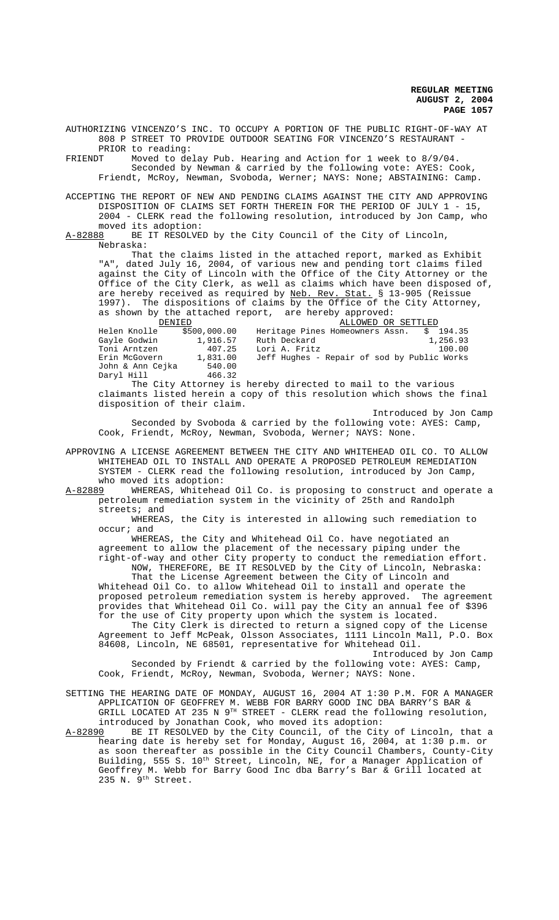AUTHORIZING VINCENZO'S INC. TO OCCUPY A PORTION OF THE PUBLIC RIGHT-OF-WAY AT 808 P STREET TO PROVIDE OUTDOOR SEATING FOR VINCENZO'S RESTAURANT - PRIOR to reading:

FRIENDT Moved to delay Pub. Hearing and Action for 1 week to 8/9/04.
Seconded by Newman & carried by the following vote: AYES: Cook, Friendt, McRoy, Newman, Svoboda, Werner; NAYS: None; ABSTAINING: Camp.

ACCEPTING THE REPORT OF NEW AND PENDING CLAIMS AGAINST THE CITY AND APPROVING DISPOSITION OF CLAIMS SET FORTH THEREIN FOR THE PERIOD OF JULY 1 - 15, 2004 - CLERK read the following resolution, introduced by Jon Camp, who moved its adoption:

A-82888 BE IT RESOLVED by the City Council of the City of Lincoln, Nebraska:

That the claims listed in the attached report, marked as Exhibit "A", dated July 16, 2004, of various new and pending tort claims filed against the City of Lincoln with the Office of the City Attorney or the Office of the City Clerk, as well as claims which have been disposed of, are hereby received as required by Neb. Rev. Stat. § 13-905 (Reissue 1997). The dispositions of claims by the Office of the City Attorney, as shown by the attached report, are hereby approved:

| DENIED | | ALLOWED OR SETTLED | |
|---|---|---|---|
| Helen Knolle | $500,000.00 | Heritage Pines Homeowners Assn. | $ 194.35 |
| Gayle Godwin | 1,916.57 | Ruth Deckard | 1,256.93 |
| Toni Arntzen | 407.25 | Lori A. Fritz | 100.00 |
| Erin McGovern | 1,831.00 | Jeff Hughes - Repair of sod by Public Works | |
| John & Ann Cejka | 540.00 | | |
| Daryl Hill | 466.32 | | |

The City Attorney is hereby directed to mail to the various claimants listed herein a copy of this resolution which shows the final disposition of their claim.

Introduced by Jon Camp

Seconded by Svoboda & carried by the following vote: AYES: Camp, Cook, Friendt, McRoy, Newman, Svoboda, Werner; NAYS: None.

APPROVING A LICENSE AGREEMENT BETWEEN THE CITY AND WHITEHEAD OIL CO. TO ALLOW WHITEHEAD OIL TO INSTALL AND OPERATE A PROPOSED PETROLEUM REMEDIATION SYSTEM - CLERK read the following resolution, introduced by Jon Camp, who moved its adoption:

A-82889 WHEREAS, Whitehead Oil Co. is proposing to construct and operate a petroleum remediation system in the vicinity of 25th and Randolph streets; and

WHEREAS, the City is interested in allowing such remediation to occur; and

WHEREAS, the City and Whitehead Oil Co. have negotiated an agreement to allow the placement of the necessary piping under the right-of-way and other City property to conduct the remediation effort.

NOW, THEREFORE, BE IT RESOLVED by the City of Lincoln, Nebraska:

That the License Agreement between the City of Lincoln and Whitehead Oil Co. to allow Whitehead Oil to install and operate the proposed petroleum remediation system is hereby approved. The agreement provides that Whitehead Oil Co. will pay the City an annual fee of $396 for the use of City property upon which the system is located.

The City Clerk is directed to return a signed copy of the License Agreement to Jeff McPeak, Olsson Associates, 1111 Lincoln Mall, P.O. Box 84608, Lincoln, NE 68501, representative for Whitehead Oil.

Introduced by Jon Camp

Seconded by Friendt & carried by the following vote: AYES: Camp, Cook, Friendt, McRoy, Newman, Svoboda, Werner; NAYS: None.

SETTING THE HEARING DATE OF MONDAY, AUGUST 16, 2004 AT 1:30 P.M. FOR A MANAGER APPLICATION OF GEOFFREY M. WEBB FOR BARRY GOOD INC DBA BARRY'S BAR & GRILL LOCATED AT 235 N 9TH STREET - CLERK read the following resolution, introduced by Jonathan Cook, who moved its adoption:

A-82890 BE IT RESOLVED by the City Council, of the City of Lincoln, that a hearing date is hereby set for Monday, August 16, 2004, at 1:30 p.m. or as soon thereafter as possible in the City Council Chambers, County-City Building, 555 S. 10th Street, Lincoln, NE, for a Manager Application of Geoffrey M. Webb for Barry Good Inc dba Barry's Bar & Grill located at 235 N. 9th Street.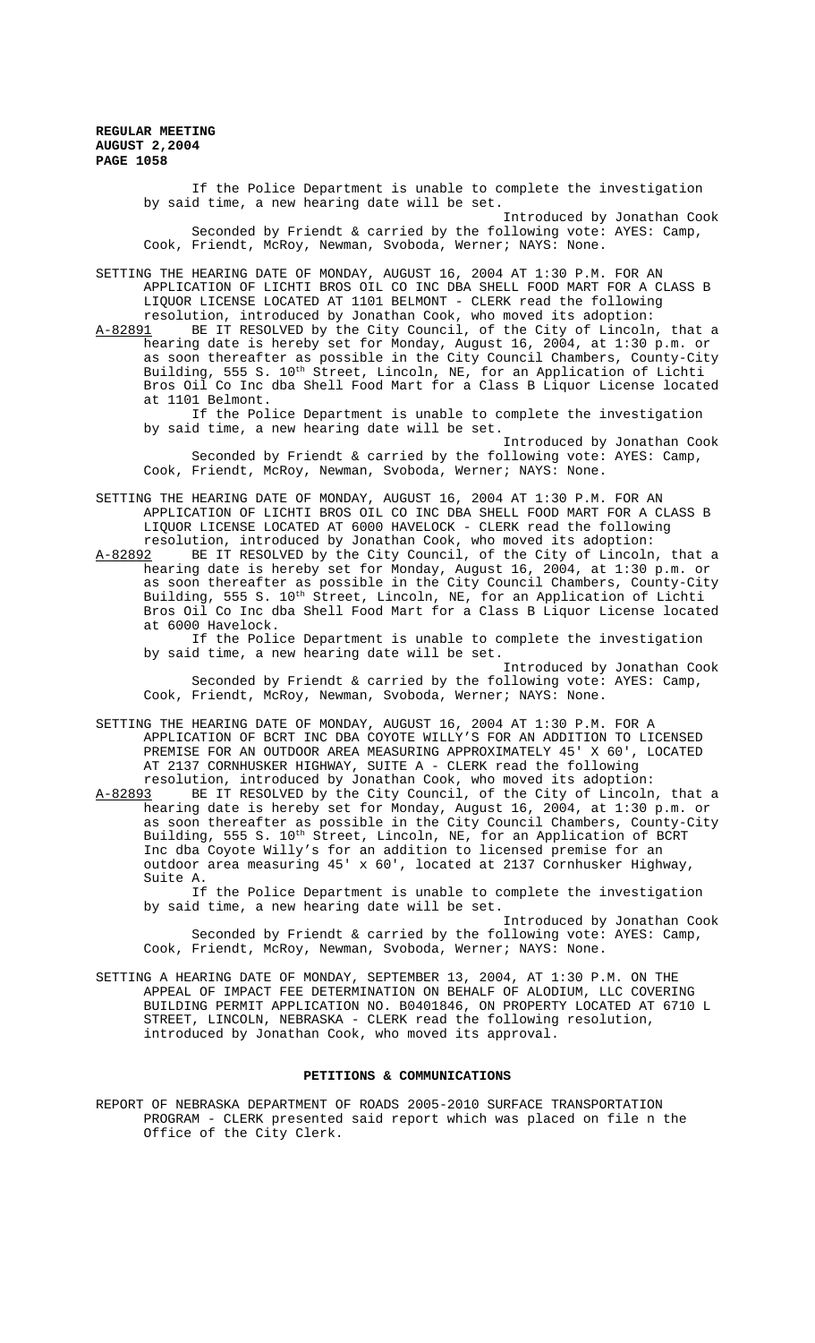If the Police Department is unable to complete the investigation by said time, a new hearing date will be set.

Introduced by Jonathan Cook

Seconded by Friendt & carried by the following vote: AYES: Camp, Cook, Friendt, McRoy, Newman, Svoboda, Werner; NAYS: None.

SETTING THE HEARING DATE OF MONDAY, AUGUST 16, 2004 AT 1:30 P.M. FOR AN APPLICATION OF LICHTI BROS OIL CO INC DBA SHELL FOOD MART FOR A CLASS B LIQUOR LICENSE LOCATED AT 1101 BELMONT - CLERK read the following resolution, introduced by Jonathan Cook, who moved its adoption:

A-82891 BE IT RESOLVED by the City Council, of the City of Lincoln, that a hearing date is hereby set for Monday, August 16, 2004, at 1:30 p.m. or as soon thereafter as possible in the City Council Chambers, County-City Building, 555 S. 10th Street, Lincoln, NE, for an Application of Lichti Bros Oil Co Inc dba Shell Food Mart for a Class B Liquor License located at 1101 Belmont.

If the Police Department is unable to complete the investigation by said time, a new hearing date will be set.

Introduced by Jonathan Cook

Seconded by Friendt & carried by the following vote: AYES: Camp, Cook, Friendt, McRoy, Newman, Svoboda, Werner; NAYS: None.

SETTING THE HEARING DATE OF MONDAY, AUGUST 16, 2004 AT 1:30 P.M. FOR AN APPLICATION OF LICHTI BROS OIL CO INC DBA SHELL FOOD MART FOR A CLASS B LIQUOR LICENSE LOCATED AT 6000 HAVELOCK - CLERK read the following resolution, introduced by Jonathan Cook, who moved its adoption:

A-82892 BE IT RESOLVED by the City Council, of the City of Lincoln, that a hearing date is hereby set for Monday, August 16, 2004, at 1:30 p.m. or as soon thereafter as possible in the City Council Chambers, County-City Building, 555 S. 10th Street, Lincoln, NE, for an Application of Lichti Bros Oil Co Inc dba Shell Food Mart for a Class B Liquor License located at 6000 Havelock.

If the Police Department is unable to complete the investigation by said time, a new hearing date will be set.

Introduced by Jonathan Cook

Seconded by Friendt & carried by the following vote: AYES: Camp, Cook, Friendt, McRoy, Newman, Svoboda, Werner; NAYS: None.

SETTING THE HEARING DATE OF MONDAY, AUGUST 16, 2004 AT 1:30 P.M. FOR A APPLICATION OF BCRT INC DBA COYOTE WILLY'S FOR AN ADDITION TO LICENSED PREMISE FOR AN OUTDOOR AREA MEASURING APPROXIMATELY 45' X 60', LOCATED AT 2137 CORNHUSKER HIGHWAY, SUITE A - CLERK read the following resolution, introduced by Jonathan Cook, who moved its adoption:

A-82893 BE IT RESOLVED by the City Council, of the City of Lincoln, that a hearing date is hereby set for Monday, August 16, 2004, at 1:30 p.m. or as soon thereafter as possible in the City Council Chambers, County-City Building, 555 S. 10th Street, Lincoln, NE, for an Application of BCRT Inc dba Coyote Willy's for an addition to licensed premise for an outdoor area measuring 45' x 60', located at 2137 Cornhusker Highway, Suite A.

If the Police Department is unable to complete the investigation by said time, a new hearing date will be set.

Introduced by Jonathan Cook

Seconded by Friendt & carried by the following vote: AYES: Camp, Cook, Friendt, McRoy, Newman, Svoboda, Werner; NAYS: None.

SETTING A HEARING DATE OF MONDAY, SEPTEMBER 13, 2004, AT 1:30 P.M. ON THE APPEAL OF IMPACT FEE DETERMINATION ON BEHALF OF ALODIUM, LLC COVERING BUILDING PERMIT APPLICATION NO. B0401846, ON PROPERTY LOCATED AT 6710 L STREET, LINCOLN, NEBRASKA - CLERK read the following resolution, introduced by Jonathan Cook, who moved its approval.

## PETITIONS & COMMUNICATIONS

REPORT OF NEBRASKA DEPARTMENT OF ROADS 2005-2010 SURFACE TRANSPORTATION PROGRAM - CLERK presented said report which was placed on file n the Office of the City Clerk.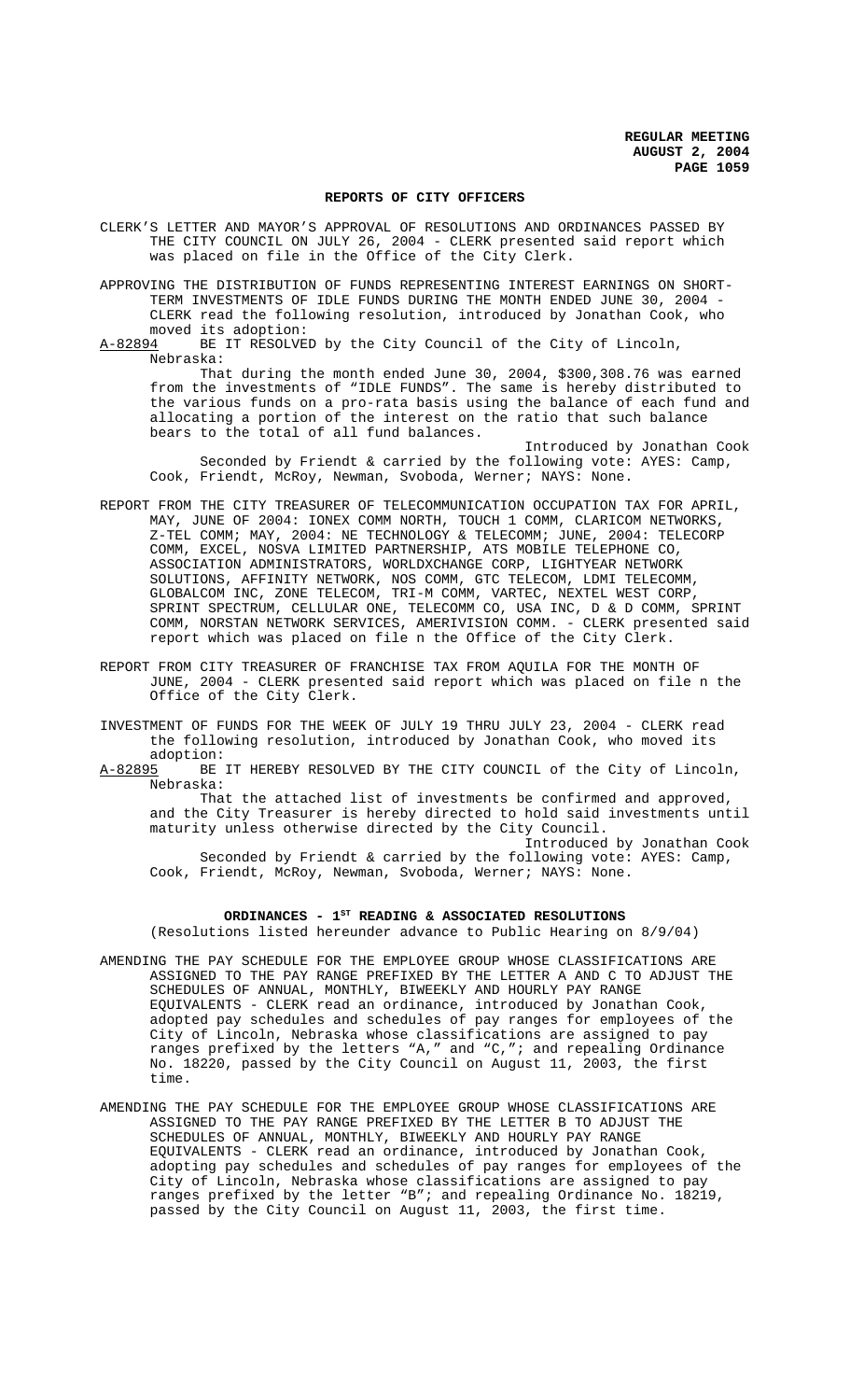## REPORTS OF CITY OFFICERS

CLERK'S LETTER AND MAYOR'S APPROVAL OF RESOLUTIONS AND ORDINANCES PASSED BY THE CITY COUNCIL ON JULY 26, 2004 - CLERK presented said report which was placed on file in the Office of the City Clerk.

APPROVING THE DISTRIBUTION OF FUNDS REPRESENTING INTEREST EARNINGS ON SHORT-TERM INVESTMENTS OF IDLE FUNDS DURING THE MONTH ENDED JUNE 30, 2004 - CLERK read the following resolution, introduced by Jonathan Cook, who moved its adoption:

A-82894 BE IT RESOLVED by the City Council of the City of Lincoln, Nebraska:

That during the month ended June 30, 2004, $300,308.76 was earned from the investments of "IDLE FUNDS". The same is hereby distributed to the various funds on a pro-rata basis using the balance of each fund and allocating a portion of the interest on the ratio that such balance bears to the total of all fund balances.

Introduced by Jonathan Cook

Seconded by Friendt & carried by the following vote: AYES: Camp, Cook, Friendt, McRoy, Newman, Svoboda, Werner; NAYS: None.

REPORT FROM THE CITY TREASURER OF TELECOMMUNICATION OCCUPATION TAX FOR APRIL, MAY, JUNE OF 2004: IONEX COMM NORTH, TOUCH 1 COMM, CLARICOM NETWORKS, Z-TEL COMM; MAY, 2004: NE TECHNOLOGY & TELECOMM; JUNE, 2004: TELECORP COMM, EXCEL, NOSVA LIMITED PARTNERSHIP, ATS MOBILE TELEPHONE CO, ASSOCIATION ADMINISTRATORS, WORLDXCHANGE CORP, LIGHTYEAR NETWORK SOLUTIONS, AFFINITY NETWORK, NOS COMM, GTC TELECOM, LDMI TELECOMM, GLOBALCOM INC, ZONE TELECOM, TRI-M COMM, VARTEC, NEXTEL WEST CORP, SPRINT SPECTRUM, CELLULAR ONE, TELECOMM CO, USA INC, D & D COMM, SPRINT COMM, NORSTAN NETWORK SERVICES, AMERIVISION COMM. - CLERK presented said report which was placed on file n the Office of the City Clerk.

REPORT FROM CITY TREASURER OF FRANCHISE TAX FROM AQUILA FOR THE MONTH OF JUNE, 2004 - CLERK presented said report which was placed on file n the Office of the City Clerk.

INVESTMENT OF FUNDS FOR THE WEEK OF JULY 19 THRU JULY 23, 2004 - CLERK read the following resolution, introduced by Jonathan Cook, who moved its adoption:

A-82895 BE IT HEREBY RESOLVED BY THE CITY COUNCIL of the City of Lincoln, Nebraska:

That the attached list of investments be confirmed and approved, and the City Treasurer is hereby directed to hold said investments until maturity unless otherwise directed by the City Council.

Introduced by Jonathan Cook

Seconded by Friendt & carried by the following vote: AYES: Camp, Cook, Friendt, McRoy, Newman, Svoboda, Werner; NAYS: None.

## ORDINANCES - 1ST READING & ASSOCIATED RESOLUTIONS

(Resolutions listed hereunder advance to Public Hearing on 8/9/04)

AMENDING THE PAY SCHEDULE FOR THE EMPLOYEE GROUP WHOSE CLASSIFICATIONS ARE ASSIGNED TO THE PAY RANGE PREFIXED BY THE LETTER A AND C TO ADJUST THE SCHEDULES OF ANNUAL, MONTHLY, BIWEEKLY AND HOURLY PAY RANGE EQUIVALENTS - CLERK read an ordinance, introduced by Jonathan Cook, adopted pay schedules and schedules of pay ranges for employees of the City of Lincoln, Nebraska whose classifications are assigned to pay ranges prefixed by the letters "A," and "C,"; and repealing Ordinance No. 18220, passed by the City Council on August 11, 2003, the first time.

AMENDING THE PAY SCHEDULE FOR THE EMPLOYEE GROUP WHOSE CLASSIFICATIONS ARE ASSIGNED TO THE PAY RANGE PREFIXED BY THE LETTER B TO ADJUST THE SCHEDULES OF ANNUAL, MONTHLY, BIWEEKLY AND HOURLY PAY RANGE EQUIVALENTS - CLERK read an ordinance, introduced by Jonathan Cook, adopting pay schedules and schedules of pay ranges for employees of the City of Lincoln, Nebraska whose classifications are assigned to pay ranges prefixed by the letter "B"; and repealing Ordinance No. 18219, passed by the City Council on August 11, 2003, the first time.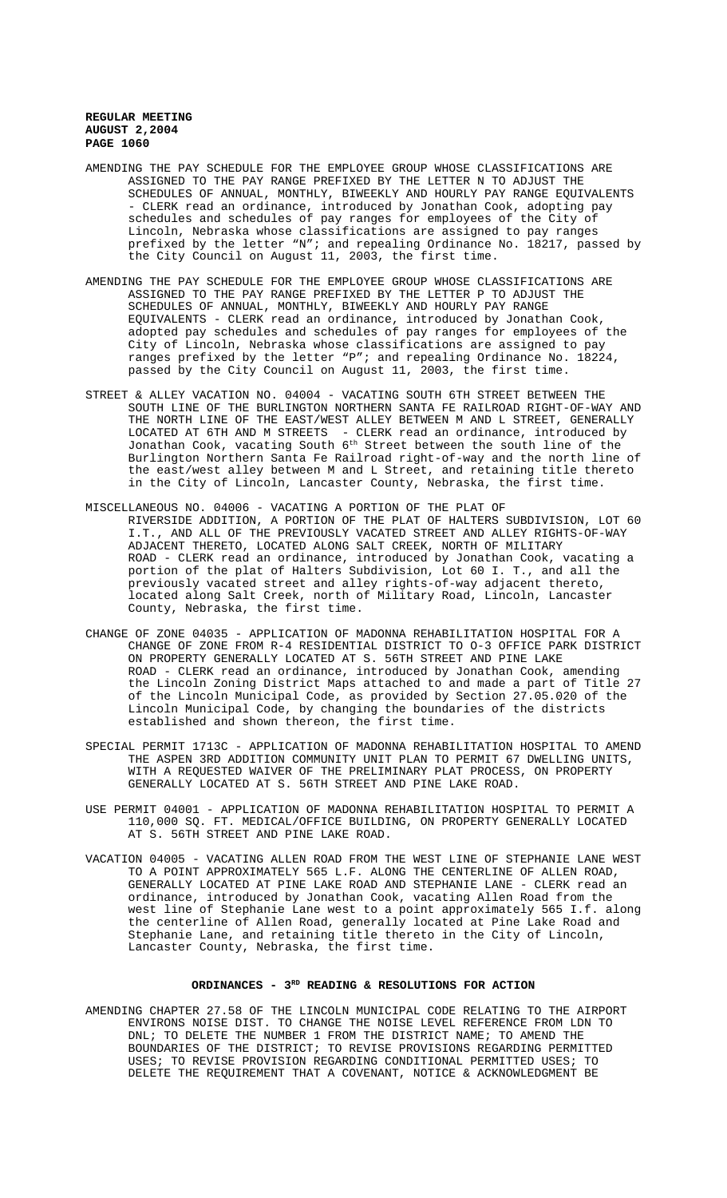AMENDING THE PAY SCHEDULE FOR THE EMPLOYEE GROUP WHOSE CLASSIFICATIONS ARE ASSIGNED TO THE PAY RANGE PREFIXED BY THE LETTER N TO ADJUST THE SCHEDULES OF ANNUAL, MONTHLY, BIWEEKLY AND HOURLY PAY RANGE EQUIVALENTS - CLERK read an ordinance, introduced by Jonathan Cook, adopting pay schedules and schedules of pay ranges for employees of the City of Lincoln, Nebraska whose classifications are assigned to pay ranges prefixed by the letter "N"; and repealing Ordinance No. 18217, passed by the City Council on August 11, 2003, the first time.

AMENDING THE PAY SCHEDULE FOR THE EMPLOYEE GROUP WHOSE CLASSIFICATIONS ARE ASSIGNED TO THE PAY RANGE PREFIXED BY THE LETTER P TO ADJUST THE SCHEDULES OF ANNUAL, MONTHLY, BIWEEKLY AND HOURLY PAY RANGE EQUIVALENTS - CLERK read an ordinance, introduced by Jonathan Cook, adopted pay schedules and schedules of pay ranges for employees of the City of Lincoln, Nebraska whose classifications are assigned to pay ranges prefixed by the letter "P"; and repealing Ordinance No. 18224, passed by the City Council on August 11, 2003, the first time.

STREET & ALLEY VACATION NO. 04004 - VACATING SOUTH 6TH STREET BETWEEN THE SOUTH LINE OF THE BURLINGTON NORTHERN SANTA FE RAILROAD RIGHT-OF-WAY AND THE NORTH LINE OF THE EAST/WEST ALLEY BETWEEN M AND L STREET, GENERALLY LOCATED AT 6TH AND M STREETS - CLERK read an ordinance, introduced by Jonathan Cook, vacating South 6th Street between the south line of the Burlington Northern Santa Fe Railroad right-of-way and the north line of the east/west alley between M and L Street, and retaining title thereto in the City of Lincoln, Lancaster County, Nebraska, the first time.

MISCELLANEOUS NO. 04006 - VACATING A PORTION OF THE PLAT OF RIVERSIDE ADDITION, A PORTION OF THE PLAT OF HALTERS SUBDIVISION, LOT 60 I.T., AND ALL OF THE PREVIOUSLY VACATED STREET AND ALLEY RIGHTS-OF-WAY ADJACENT THERETO, LOCATED ALONG SALT CREEK, NORTH OF MILITARY ROAD - CLERK read an ordinance, introduced by Jonathan Cook, vacating a portion of the plat of Halters Subdivision, Lot 60 I. T., and all the previously vacated street and alley rights-of-way adjacent thereto, located along Salt Creek, north of Military Road, Lincoln, Lancaster County, Nebraska, the first time.

CHANGE OF ZONE 04035 - APPLICATION OF MADONNA REHABILITATION HOSPITAL FOR A CHANGE OF ZONE FROM R-4 RESIDENTIAL DISTRICT TO O-3 OFFICE PARK DISTRICT ON PROPERTY GENERALLY LOCATED AT S. 56TH STREET AND PINE LAKE ROAD - CLERK read an ordinance, introduced by Jonathan Cook, amending the Lincoln Zoning District Maps attached to and made a part of Title 27 of the Lincoln Municipal Code, as provided by Section 27.05.020 of the Lincoln Municipal Code, by changing the boundaries of the districts established and shown thereon, the first time.

SPECIAL PERMIT 1713C - APPLICATION OF MADONNA REHABILITATION HOSPITAL TO AMEND THE ASPEN 3RD ADDITION COMMUNITY UNIT PLAN TO PERMIT 67 DWELLING UNITS, WITH A REQUESTED WAIVER OF THE PRELIMINARY PLAT PROCESS, ON PROPERTY GENERALLY LOCATED AT S. 56TH STREET AND PINE LAKE ROAD.

USE PERMIT 04001 - APPLICATION OF MADONNA REHABILITATION HOSPITAL TO PERMIT A 110,000 SQ. FT. MEDICAL/OFFICE BUILDING, ON PROPERTY GENERALLY LOCATED AT S. 56TH STREET AND PINE LAKE ROAD.

VACATION 04005 - VACATING ALLEN ROAD FROM THE WEST LINE OF STEPHANIE LANE WEST TO A POINT APPROXIMATELY 565 L.F. ALONG THE CENTERLINE OF ALLEN ROAD, GENERALLY LOCATED AT PINE LAKE ROAD AND STEPHANIE LANE - CLERK read an ordinance, introduced by Jonathan Cook, vacating Allen Road from the west line of Stephanie Lane west to a point approximately 565 I.f. along the centerline of Allen Road, generally located at Pine Lake Road and Stephanie Lane, and retaining title thereto in the City of Lincoln, Lancaster County, Nebraska, the first time.

## ORDINANCES - 3RD READING & RESOLUTIONS FOR ACTION

AMENDING CHAPTER 27.58 OF THE LINCOLN MUNICIPAL CODE RELATING TO THE AIRPORT ENVIRONS NOISE DIST. TO CHANGE THE NOISE LEVEL REFERENCE FROM LDN TO DNL; TO DELETE THE NUMBER 1 FROM THE DISTRICT NAME; TO AMEND THE BOUNDARIES OF THE DISTRICT; TO REVISE PROVISIONS REGARDING PERMITTED USES; TO REVISE PROVISION REGARDING CONDITIONAL PERMITTED USES; TO DELETE THE REQUIREMENT THAT A COVENANT, NOTICE & ACKNOWLEDGMENT BE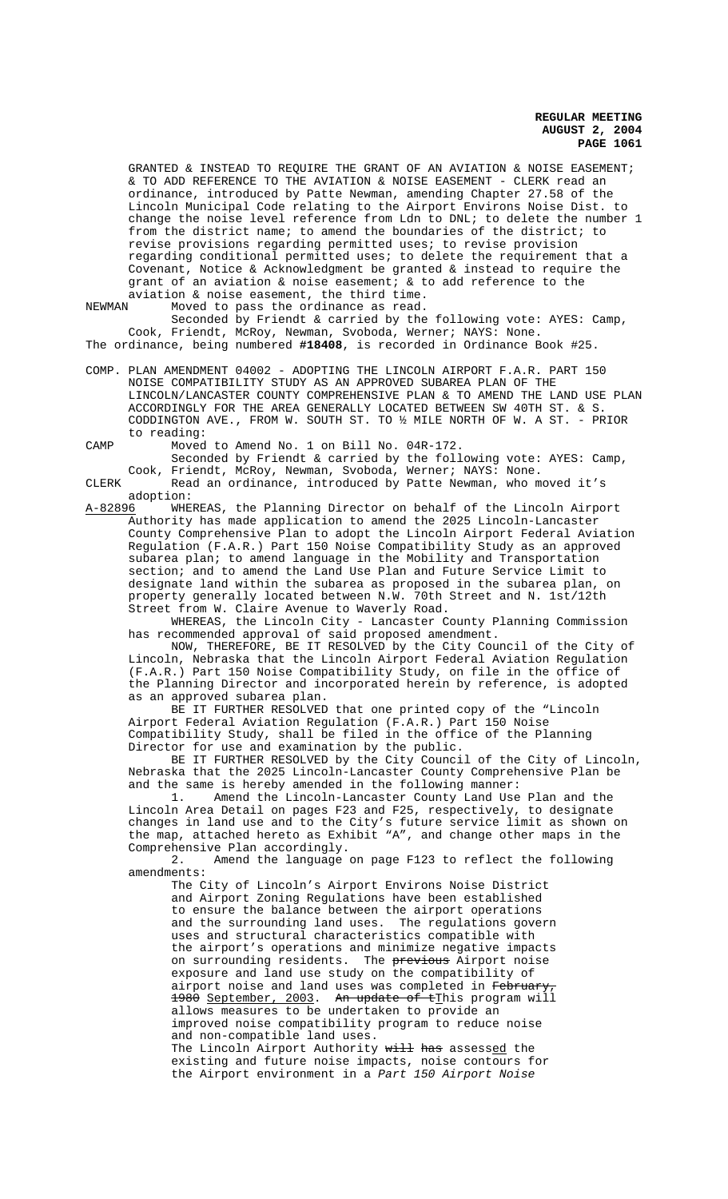GRANTED & INSTEAD TO REQUIRE THE GRANT OF AN AVIATION & NOISE EASEMENT; & TO ADD REFERENCE TO THE AVIATION & NOISE EASEMENT - CLERK read an ordinance, introduced by Patte Newman, amending Chapter 27.58 of the Lincoln Municipal Code relating to the Airport Environs Noise Dist. to change the noise level reference from Ldn to DNL; to delete the number 1 from the district name; to amend the boundaries of the district; to revise provisions regarding permitted uses; to revise provision regarding conditional permitted uses; to delete the requirement that a Covenant, Notice & Acknowledgment be granted & instead to require the grant of an aviation & noise easement; & to add reference to the aviation & noise easement, the third time.

NEWMAN Moved to pass the ordinance as read.

Seconded by Friendt & carried by the following vote: AYES: Camp, Cook, Friendt, McRoy, Newman, Svoboda, Werner; NAYS: None.

The ordinance, being numbered **#18408**, is recorded in Ordinance Book #25.

COMP. PLAN AMENDMENT 04002 - ADOPTING THE LINCOLN AIRPORT F.A.R. PART 150 NOISE COMPATIBILITY STUDY AS AN APPROVED SUBAREA PLAN OF THE LINCOLN/LANCASTER COUNTY COMPREHENSIVE PLAN & TO AMEND THE LAND USE PLAN ACCORDINGLY FOR THE AREA GENERALLY LOCATED BETWEEN SW 40TH ST. & S. CODDINGTON AVE., FROM W. SOUTH ST. TO ½ MILE NORTH OF W. A ST. - PRIOR to reading:

CAMP Moved to Amend No. 1 on Bill No. 04R-172.

Seconded by Friendt & carried by the following vote: AYES: Camp, Cook, Friendt, McRoy, Newman, Svoboda, Werner; NAYS: None.

CLERK Read an ordinance, introduced by Patte Newman, who moved it's adoption:

A-82896 WHEREAS, the Planning Director on behalf of the Lincoln Airport Authority has made application to amend the 2025 Lincoln-Lancaster County Comprehensive Plan to adopt the Lincoln Airport Federal Aviation Regulation (F.A.R.) Part 150 Noise Compatibility Study as an approved subarea plan; to amend language in the Mobility and Transportation section; and to amend the Land Use Plan and Future Service Limit to designate land within the subarea as proposed in the subarea plan, on property generally located between N.W. 70th Street and N. 1st/12th Street from W. Claire Avenue to Waverly Road.

WHEREAS, the Lincoln City - Lancaster County Planning Commission has recommended approval of said proposed amendment.

NOW, THEREFORE, BE IT RESOLVED by the City Council of the City of Lincoln, Nebraska that the Lincoln Airport Federal Aviation Regulation (F.A.R.) Part 150 Noise Compatibility Study, on file in the office of the Planning Director and incorporated herein by reference, is adopted as an approved subarea plan.

BE IT FURTHER RESOLVED that one printed copy of the "Lincoln Airport Federal Aviation Regulation (F.A.R.) Part 150 Noise Compatibility Study, shall be filed in the office of the Planning Director for use and examination by the public.

BE IT FURTHER RESOLVED by the City Council of the City of Lincoln, Nebraska that the 2025 Lincoln-Lancaster County Comprehensive Plan be and the same is hereby amended in the following manner:

1. Amend the Lincoln-Lancaster County Land Use Plan and the Lincoln Area Detail on pages F23 and F25, respectively, to designate changes in land use and to the City's future service limit as shown on the map, attached hereto as Exhibit "A", and change other maps in the Comprehensive Plan accordingly.

2. Amend the language on page F123 to reflect the following amendments:

> The City of Lincoln's Airport Environs Noise District and Airport Zoning Regulations have been established to ensure the balance between the airport operations and the surrounding land uses. The regulations govern uses and structural characteristics compatible with the airport's operations and minimize negative impacts on surrounding residents. The ~~previous~~ Airport noise exposure and land use study on the compatibility of airport noise and land uses was completed in ~~February, 1980~~ September, 2003. ~~An update of t~~This program will allows measures to be undertaken to provide an improved noise compatibility program to reduce noise and non-compatible land uses.
>
> The Lincoln Airport Authority ~~will~~ has assessed the existing and future noise impacts, noise contours for the Airport environment in a *Part 150 Airport Noise*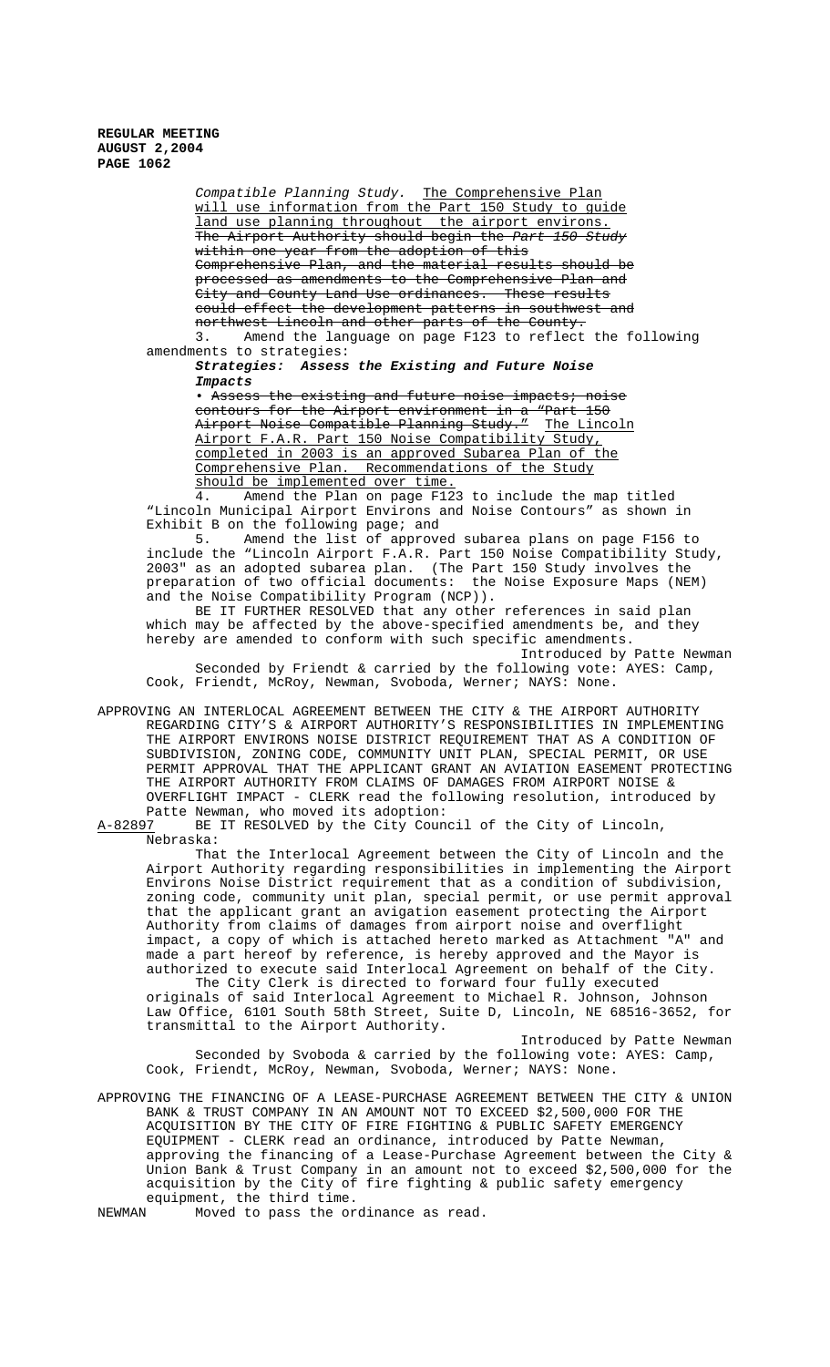*Compatible Planning Study.* The Comprehensive Plan will use information from the Part 150 Study to guide land use planning throughout the airport environs. ~~The Airport Authority should begin the *Part 150 Study* within one year from the adoption of this Comprehensive Plan, and the material results should be processed as amendments to the Comprehensive Plan and City and County Land Use ordinances. These results could effect the development patterns in southwest and northwest Lincoln and other parts of the County.~~

3. Amend the language on page F123 to reflect the following amendments to strategies:

***Strategies: Assess the Existing and Future Noise Impacts***

• ~~Assess the existing and future noise impacts; noise contours for the Airport environment in a "Part 150 Airport Noise Compatible Planning Study."~~ The Lincoln Airport F.A.R. Part 150 Noise Compatibility Study, completed in 2003 is an approved Subarea Plan of the Comprehensive Plan. Recommendations of the Study should be implemented over time.

4. Amend the Plan on page F123 to include the map titled "Lincoln Municipal Airport Environs and Noise Contours" as shown in Exhibit B on the following page; and

5. Amend the list of approved subarea plans on page F156 to include the "Lincoln Airport F.A.R. Part 150 Noise Compatibility Study, 2003" as an adopted subarea plan. (The Part 150 Study involves the preparation of two official documents: the Noise Exposure Maps (NEM) and the Noise Compatibility Program (NCP)).

BE IT FURTHER RESOLVED that any other references in said plan which may be affected by the above-specified amendments be, and they hereby are amended to conform with such specific amendments.

Introduced by Patte Newman

Seconded by Friendt & carried by the following vote: AYES: Camp, Cook, Friendt, McRoy, Newman, Svoboda, Werner; NAYS: None.

APPROVING AN INTERLOCAL AGREEMENT BETWEEN THE CITY & THE AIRPORT AUTHORITY REGARDING CITY'S & AIRPORT AUTHORITY'S RESPONSIBILITIES IN IMPLEMENTING THE AIRPORT ENVIRONS NOISE DISTRICT REQUIREMENT THAT AS A CONDITION OF SUBDIVISION, ZONING CODE, COMMUNITY UNIT PLAN, SPECIAL PERMIT, OR USE PERMIT APPROVAL THAT THE APPLICANT GRANT AN AVIATION EASEMENT PROTECTING THE AIRPORT AUTHORITY FROM CLAIMS OF DAMAGES FROM AIRPORT NOISE & OVERFLIGHT IMPACT - CLERK read the following resolution, introduced by Patte Newman, who moved its adoption:

A-82897 BE IT RESOLVED by the City Council of the City of Lincoln, Nebraska:

That the Interlocal Agreement between the City of Lincoln and the Airport Authority regarding responsibilities in implementing the Airport Environs Noise District requirement that as a condition of subdivision, zoning code, community unit plan, special permit, or use permit approval that the applicant grant an avigation easement protecting the Airport Authority from claims of damages from airport noise and overflight impact, a copy of which is attached hereto marked as Attachment "A" and made a part hereof by reference, is hereby approved and the Mayor is authorized to execute said Interlocal Agreement on behalf of the City.

The City Clerk is directed to forward four fully executed originals of said Interlocal Agreement to Michael R. Johnson, Johnson Law Office, 6101 South 58th Street, Suite D, Lincoln, NE 68516-3652, for transmittal to the Airport Authority.

Introduced by Patte Newman

Seconded by Svoboda & carried by the following vote: AYES: Camp, Cook, Friendt, McRoy, Newman, Svoboda, Werner; NAYS: None.

APPROVING THE FINANCING OF A LEASE-PURCHASE AGREEMENT BETWEEN THE CITY & UNION BANK & TRUST COMPANY IN AN AMOUNT NOT TO EXCEED $2,500,000 FOR THE ACQUISITION BY THE CITY OF FIRE FIGHTING & PUBLIC SAFETY EMERGENCY EQUIPMENT - CLERK read an ordinance, introduced by Patte Newman, approving the financing of a Lease-Purchase Agreement between the City & Union Bank & Trust Company in an amount not to exceed $2,500,000 for the acquisition by the City of fire fighting & public safety emergency equipment, the third time.

NEWMAN Moved to pass the ordinance as read.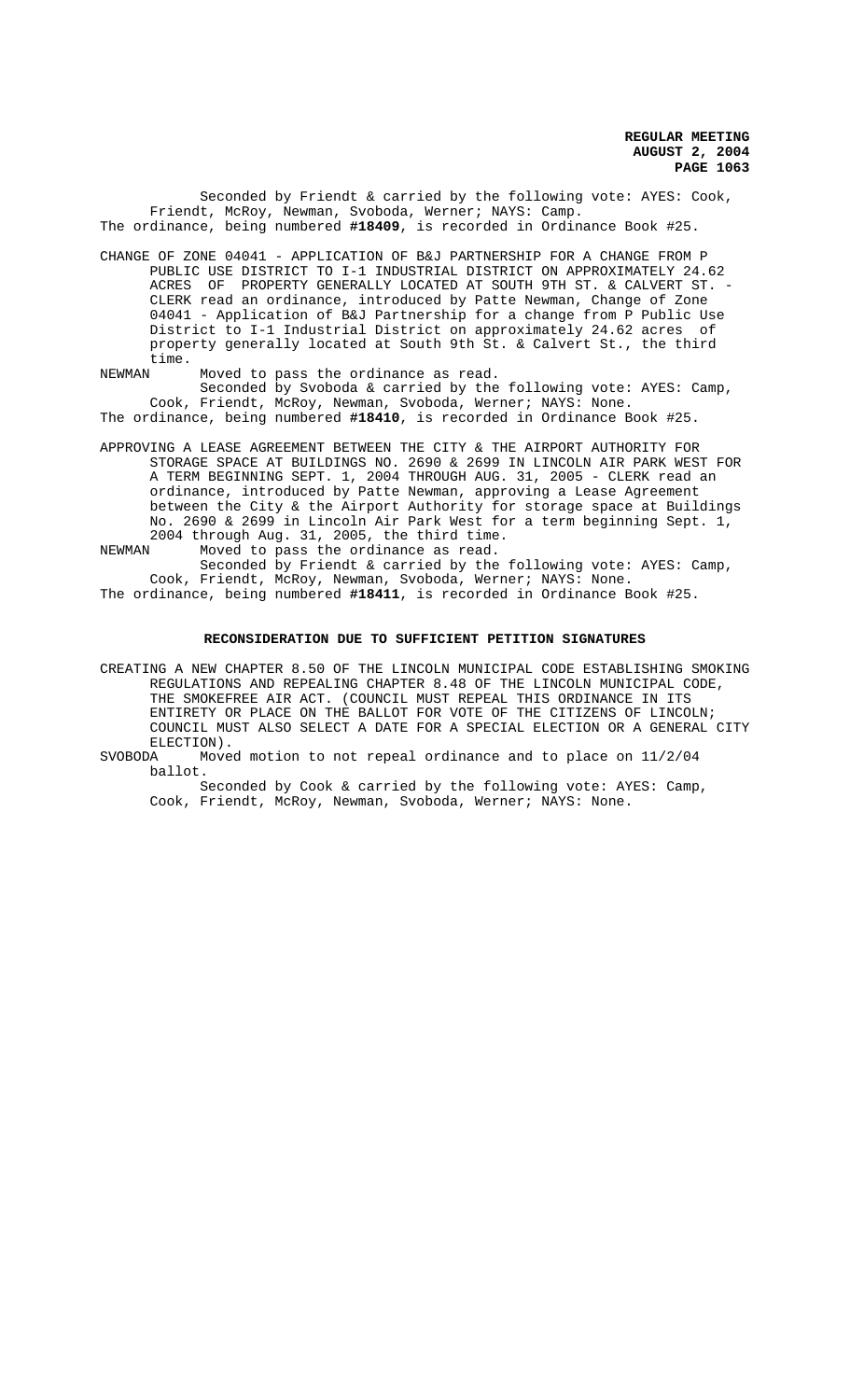Seconded by Friendt & carried by the following vote: AYES: Cook, Friendt, McRoy, Newman, Svoboda, Werner; NAYS: Camp.

The ordinance, being numbered **#18409**, is recorded in Ordinance Book #25.

CHANGE OF ZONE 04041 - APPLICATION OF B&J PARTNERSHIP FOR A CHANGE FROM P PUBLIC USE DISTRICT TO I-1 INDUSTRIAL DISTRICT ON APPROXIMATELY 24.62 ACRES OF PROPERTY GENERALLY LOCATED AT SOUTH 9TH ST. & CALVERT ST. - CLERK read an ordinance, introduced by Patte Newman, Change of Zone 04041 - Application of B&J Partnership for a change from P Public Use District to I-1 Industrial District on approximately 24.62 acres of property generally located at South 9th St. & Calvert St., the third time.

NEWMAN Moved to pass the ordinance as read.

Seconded by Svoboda & carried by the following vote: AYES: Camp, Cook, Friendt, McRoy, Newman, Svoboda, Werner; NAYS: None.

The ordinance, being numbered **#18410**, is recorded in Ordinance Book #25.

APPROVING A LEASE AGREEMENT BETWEEN THE CITY & THE AIRPORT AUTHORITY FOR STORAGE SPACE AT BUILDINGS NO. 2690 & 2699 IN LINCOLN AIR PARK WEST FOR A TERM BEGINNING SEPT. 1, 2004 THROUGH AUG. 31, 2005 - CLERK read an ordinance, introduced by Patte Newman, approving a Lease Agreement between the City & the Airport Authority for storage space at Buildings No. 2690 & 2699 in Lincoln Air Park West for a term beginning Sept. 1, 2004 through Aug. 31, 2005, the third time.

NEWMAN Moved to pass the ordinance as read.

Seconded by Friendt & carried by the following vote: AYES: Camp, Cook, Friendt, McRoy, Newman, Svoboda, Werner; NAYS: None.

The ordinance, being numbered **#18411**, is recorded in Ordinance Book #25.

## RECONSIDERATION DUE TO SUFFICIENT PETITION SIGNATURES

CREATING A NEW CHAPTER 8.50 OF THE LINCOLN MUNICIPAL CODE ESTABLISHING SMOKING REGULATIONS AND REPEALING CHAPTER 8.48 OF THE LINCOLN MUNICIPAL CODE, THE SMOKEFREE AIR ACT. (COUNCIL MUST REPEAL THIS ORDINANCE IN ITS ENTIRETY OR PLACE ON THE BALLOT FOR VOTE OF THE CITIZENS OF LINCOLN; COUNCIL MUST ALSO SELECT A DATE FOR A SPECIAL ELECTION OR A GENERAL CITY ELECTION).

SVOBODA Moved motion to not repeal ordinance and to place on 11/2/04 ballot.

Seconded by Cook & carried by the following vote: AYES: Camp, Cook, Friendt, McRoy, Newman, Svoboda, Werner; NAYS: None.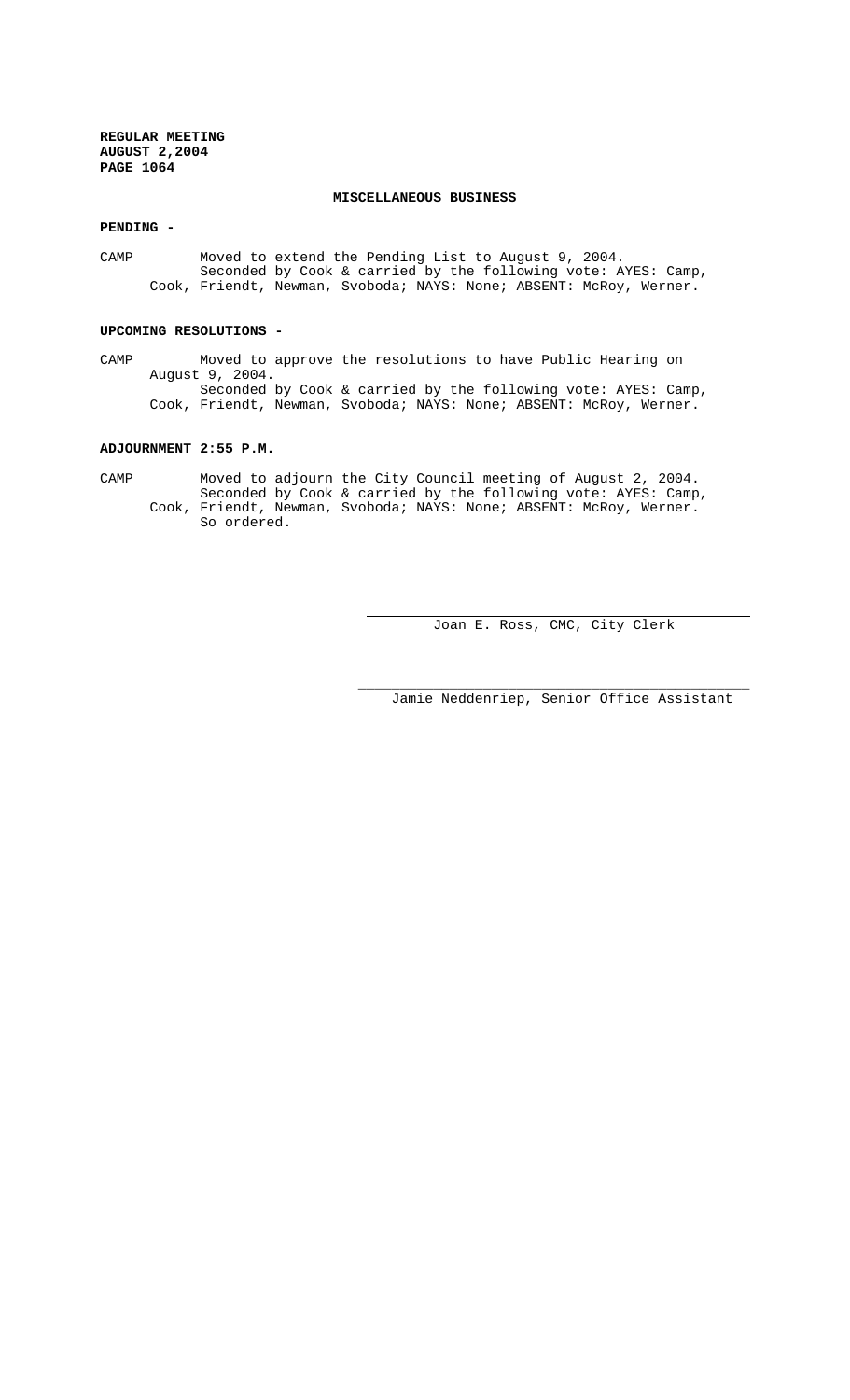**MISCELLANEOUS BUSINESS**

**PENDING -**

CAMP Moved to extend the Pending List to August 9, 2004.
Seconded by Cook & carried by the following vote: AYES: Camp, Cook, Friendt, Newman, Svoboda; NAYS: None; ABSENT: McRoy, Werner.

**UPCOMING RESOLUTIONS -**

CAMP Moved to approve the resolutions to have Public Hearing on August 9, 2004.
Seconded by Cook & carried by the following vote: AYES: Camp, Cook, Friendt, Newman, Svoboda; NAYS: None; ABSENT: McRoy, Werner.

**ADJOURNMENT 2:55 P.M.**

CAMP Moved to adjourn the City Council meeting of August 2, 2004.
Seconded by Cook & carried by the following vote: AYES: Camp, Cook, Friendt, Newman, Svoboda; NAYS: None; ABSENT: McRoy, Werner.
So ordered.

Joan E. Ross, CMC, City Clerk

Jamie Neddenriep, Senior Office Assistant